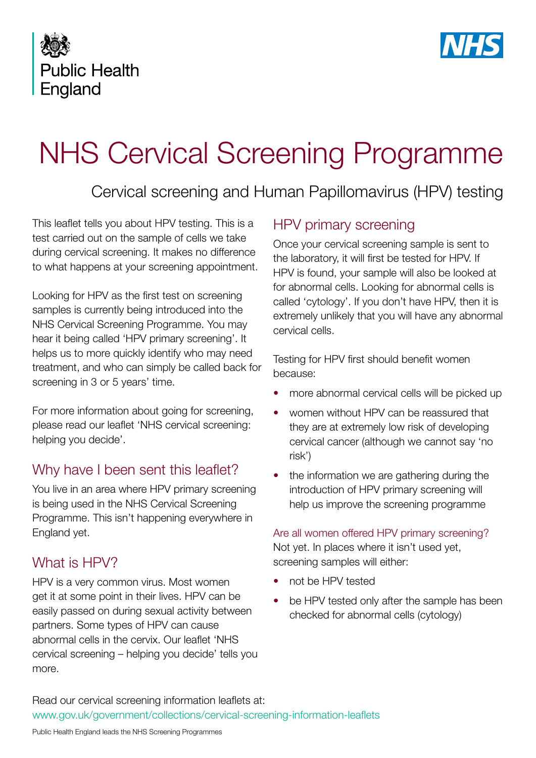Public Health England

NHS

# NHS Cervical Screening Programme

## Cervical screening and Human Papillomavirus (HPV) testing

This leaflet tells you about HPV testing. This is a test carried out on the sample of cells we take during cervical screening. It makes no difference to what happens at your screening appointment.

Looking for HPV as the first test on screening samples is currently being introduced into the NHS Cervical Screening Programme. You may hear it being called 'HPV primary screening'. It helps us to more quickly identify who may need treatment, and who can simply be called back for screening in 3 or 5 years' time.

For more information about going for screening, please read our leaflet 'NHS cervical screening: helping you decide'.

### Why have I been sent this leaflet?

You live in an area where HPV primary screening is being used in the NHS Cervical Screening Programme. This isn't happening everywhere in England yet.

### What is HPV?

HPV is a very common virus. Most women get it at some point in their lives. HPV can be easily passed on during sexual activity between partners. Some types of HPV can cause abnormal cells in the cervix. Our leaflet 'NHS cervical screening – helping you decide' tells you more.

### HPV primary screening

Once your cervical screening sample is sent to the laboratory, it will first be tested for HPV. If HPV is found, your sample will also be looked at for abnormal cells. Looking for abnormal cells is called 'cytology'. If you don't have HPV, then it is extremely unlikely that you will have any abnormal cervical cells.

Testing for HPV first should benefit women because:

- more abnormal cervical cells will be picked up
- women without HPV can be reassured that they are at extremely low risk of developing cervical cancer (although we cannot say 'no risk')
- the information we are gathering during the introduction of HPV primary screening will help us improve the screening programme

#### Are all women offered HPV primary screening?

Not yet. In places where it isn't used yet, screening samples will either:

- not be HPV tested
- be HPV tested only after the sample has been checked for abnormal cells (cytology)

Read our cervical screening information leaflets at:
www.gov.uk/government/collections/cervical-screening-information-leaflets

Public Health England leads the NHS Screening Programmes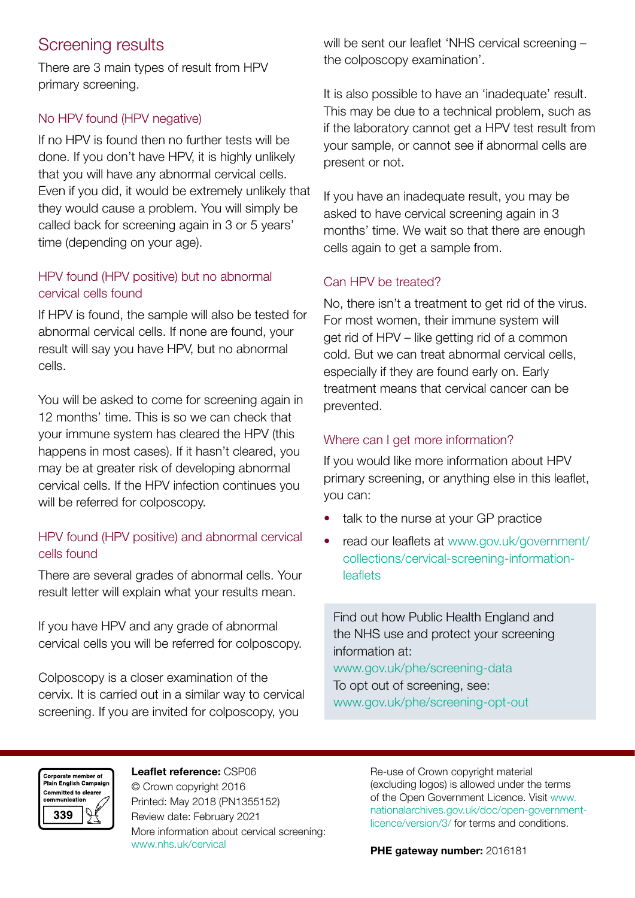## Screening results

There are 3 main types of result from HPV primary screening.

### No HPV found (HPV negative)

If no HPV is found then no further tests will be done. If you don't have HPV, it is highly unlikely that you will have any abnormal cervical cells. Even if you did, it would be extremely unlikely that they would cause a problem. You will simply be called back for screening again in 3 or 5 years' time (depending on your age).

### HPV found (HPV positive) but no abnormal cervical cells found

If HPV is found, the sample will also be tested for abnormal cervical cells. If none are found, your result will say you have HPV, but no abnormal cells.

You will be asked to come for screening again in 12 months' time. This is so we can check that your immune system has cleared the HPV (this happens in most cases). If it hasn't cleared, you may be at greater risk of developing abnormal cervical cells. If the HPV infection continues you will be referred for colposcopy.

### HPV found (HPV positive) and abnormal cervical cells found

There are several grades of abnormal cells. Your result letter will explain what your results mean.

If you have HPV and any grade of abnormal cervical cells you will be referred for colposcopy.

Colposcopy is a closer examination of the cervix. It is carried out in a similar way to cervical screening. If you are invited for colposcopy, you will be sent our leaflet 'NHS cervical screening – the colposcopy examination'.

It is also possible to have an 'inadequate' result. This may be due to a technical problem, such as if the laboratory cannot get a HPV test result from your sample, or cannot see if abnormal cells are present or not.

If you have an inadequate result, you may be asked to have cervical screening again in 3 months' time. We wait so that there are enough cells again to get a sample from.

### Can HPV be treated?

No, there isn't a treatment to get rid of the virus. For most women, their immune system will get rid of HPV – like getting rid of a common cold. But we can treat abnormal cervical cells, especially if they are found early on. Early treatment means that cervical cancer can be prevented.

### Where can I get more information?

If you would like more information about HPV primary screening, or anything else in this leaflet, you can:

- talk to the nurse at your GP practice
- read our leaflets at www.gov.uk/government/collections/cervical-screening-information-leaflets

Find out how Public Health England and the NHS use and protect your screening information at:
www.gov.uk/phe/screening-data
To opt out of screening, see:
www.gov.uk/phe/screening-opt-out

Corporate member of Plain English Campaign
Committed to clearer communication
339

**Leaflet reference:** CSP06
© Crown copyright 2016
Printed: May 2018 (PN1355152)
Review date: February 2021
More information about cervical screening: www.nhs.uk/cervical

Re-use of Crown copyright material (excluding logos) is allowed under the terms of the Open Government Licence. Visit www.nationalarchives.gov.uk/doc/open-government-licence/version/3/ for terms and conditions.

**PHE gateway number:** 2016181